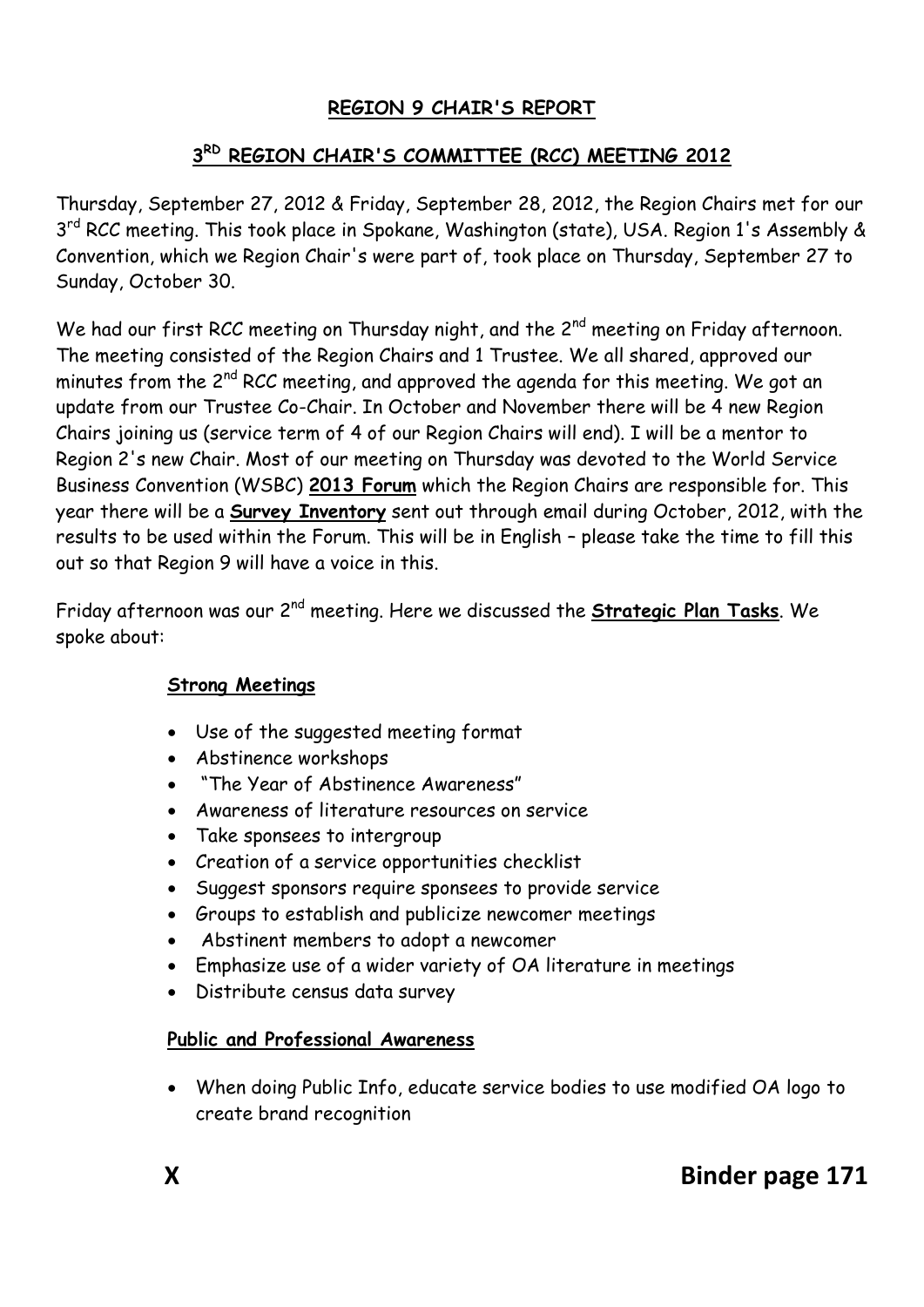**REGION 9 CHAIR'S REPORT**

**3RD REGION CHAIR'S COMMITTEE (RCC) MEETING 2012**

Thursday, September 27, 2012 & Friday, September 28, 2012, the Region Chairs met for our 3rd RCC meeting. This took place in Spokane, Washington (state), USA. Region 1's Assembly & Convention, which we Region Chair's were part of, took place on Thursday, September 27 to Sunday, October 30.

We had our first RCC meeting on Thursday night, and the 2nd meeting on Friday afternoon. The meeting consisted of the Region Chairs and 1 Trustee. We all shared, approved our minutes from the 2nd RCC meeting, and approved the agenda for this meeting. We got an update from our Trustee Co-Chair. In October and November there will be 4 new Region Chairs joining us (service term of 4 of our Region Chairs will end). I will be a mentor to Region 2's new Chair. Most of our meeting on Thursday was devoted to the World Service Business Convention (WSBC) **2013 Forum** which the Region Chairs are responsible for. This year there will be a **Survey Inventory** sent out through email during October, 2012, with the results to be used within the Forum. This will be in English – please take the time to fill this out so that Region 9 will have a voice in this.

Friday afternoon was our 2nd meeting. Here we discussed the **Strategic Plan Tasks**. We spoke about:

**Strong Meetings**

- Use of the suggested meeting format
- Abstinence workshops
- "The Year of Abstinence Awareness"
- Awareness of literature resources on service
- Take sponsees to intergroup
- Creation of a service opportunities checklist
- Suggest sponsors require sponsees to provide service
- Groups to establish and publicize newcomer meetings
- Abstinent members to adopt a newcomer
- Emphasize use of a wider variety of OA literature in meetings
- Distribute census data survey

**Public and Professional Awareness**

- When doing Public Info, educate service bodies to use modified OA logo to create brand recognition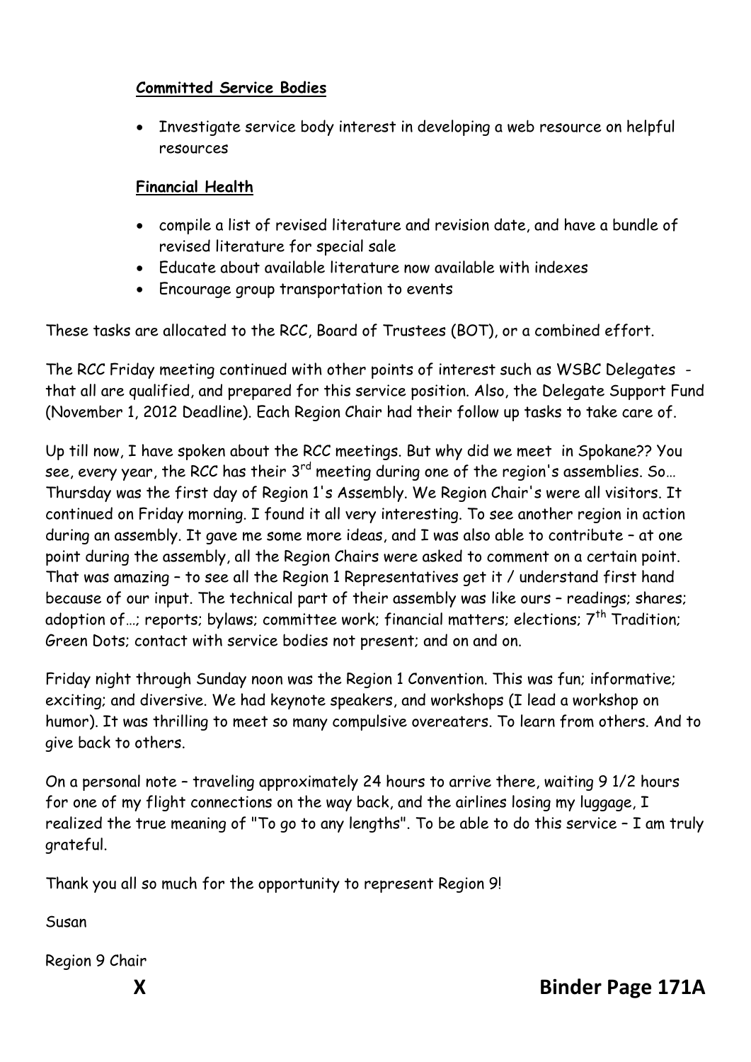**Committed Service Bodies**

- Investigate service body interest in developing a web resource on helpful resources

**Financial Health**

- compile a list of revised literature and revision date, and have a bundle of revised literature for special sale
- Educate about available literature now available with indexes
- Encourage group transportation to events

These tasks are allocated to the RCC, Board of Trustees (BOT), or a combined effort.

The RCC Friday meeting continued with other points of interest such as WSBC Delegates - that all are qualified, and prepared for this service position. Also, the Delegate Support Fund (November 1, 2012 Deadline). Each Region Chair had their follow up tasks to take care of.

Up till now, I have spoken about the RCC meetings. But why did we meet in Spokane?? You see, every year, the RCC has their 3rd meeting during one of the region's assemblies. So… Thursday was the first day of Region 1's Assembly. We Region Chair's were all visitors. It continued on Friday morning. I found it all very interesting. To see another region in action during an assembly. It gave me some more ideas, and I was also able to contribute – at one point during the assembly, all the Region Chairs were asked to comment on a certain point. That was amazing – to see all the Region 1 Representatives get it / understand first hand because of our input. The technical part of their assembly was like ours – readings; shares; adoption of…; reports; bylaws; committee work; financial matters; elections; 7th Tradition; Green Dots; contact with service bodies not present; and on and on.

Friday night through Sunday noon was the Region 1 Convention. This was fun; informative; exciting; and diversive. We had keynote speakers, and workshops (I lead a workshop on humor). It was thrilling to meet so many compulsive overeaters. To learn from others. And to give back to others.

On a personal note – traveling approximately 24 hours to arrive there, waiting 9 1/2 hours for one of my flight connections on the way back, and the airlines losing my luggage, I realized the true meaning of "To go to any lengths". To be able to do this service – I am truly grateful.

Thank you all so much for the opportunity to represent Region 9!

Susan

Region 9 Chair

**X** **Binder Page 171A**